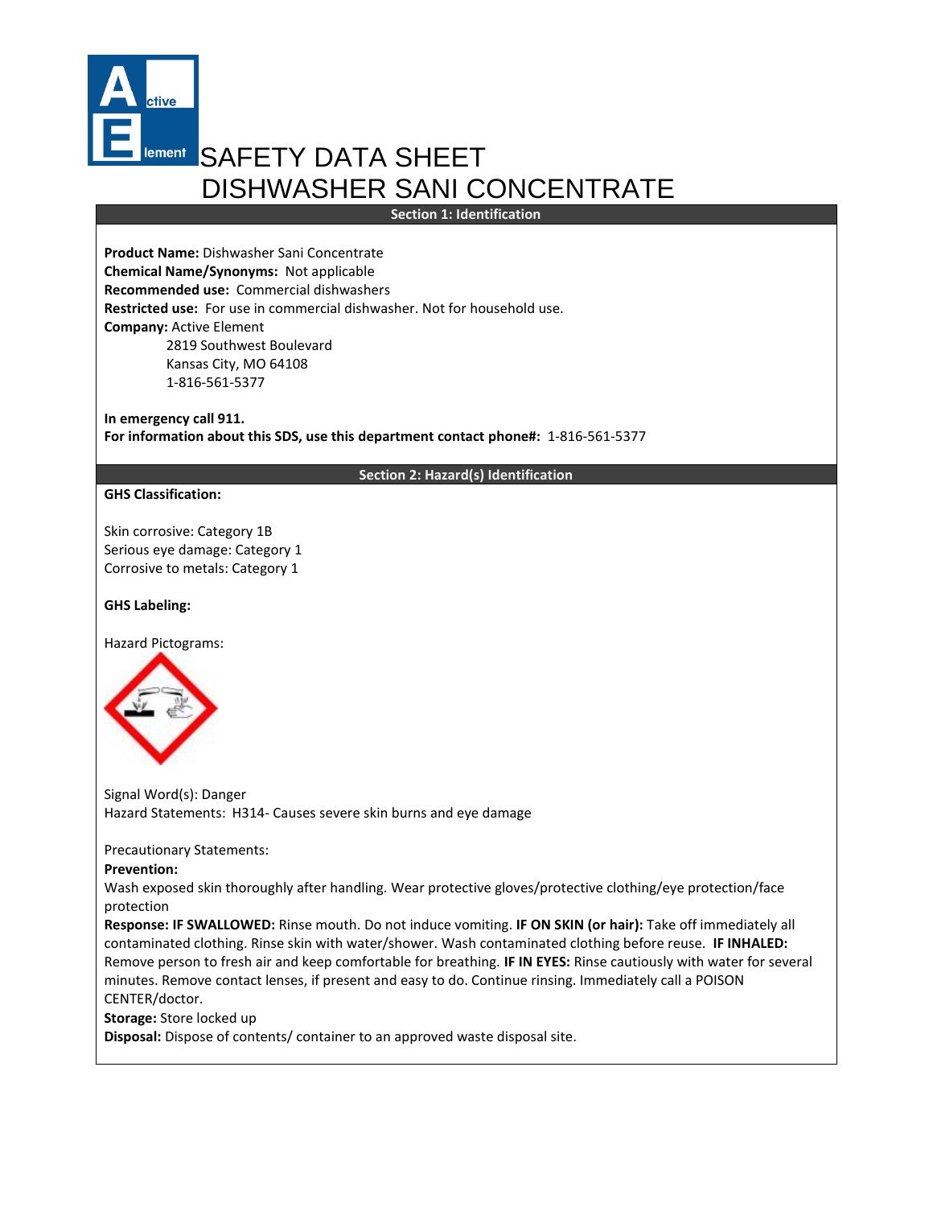# SAFETY DATA SHEET
# DISHWASHER SANI CONCENTRATE

## Section 1: Identification

**Product Name:** Dishwasher Sani Concentrate
**Chemical Name/Synonyms:** Not applicable
**Recommended use:** Commercial dishwashers
**Restricted use:** For use in commercial dishwasher. Not for household use.
**Company:** Active Element
2819 Southwest Boulevard
Kansas City, MO 64108
1-816-561-5377

**In emergency call 911.**
**For information about this SDS, use this department contact phone#:** 1-816-561-5377

## Section 2: Hazard(s) Identification

**GHS Classification:**

Skin corrosive: Category 1B
Serious eye damage: Category 1
Corrosive to metals: Category 1

**GHS Labeling:**

Hazard Pictograms:

Signal Word(s): Danger
Hazard Statements: H314- Causes severe skin burns and eye damage

Precautionary Statements:
**Prevention:**
Wash exposed skin thoroughly after handling. Wear protective gloves/protective clothing/eye protection/face protection
**Response: IF SWALLOWED:** Rinse mouth. Do not induce vomiting. **IF ON SKIN (or hair):** Take off immediately all contaminated clothing. Rinse skin with water/shower. Wash contaminated clothing before reuse. **IF INHALED:** Remove person to fresh air and keep comfortable for breathing. **IF IN EYES:** Rinse cautiously with water for several minutes. Remove contact lenses, if present and easy to do. Continue rinsing. Immediately call a POISON CENTER/doctor.
**Storage:** Store locked up
**Disposal:** Dispose of contents/ container to an approved waste disposal site.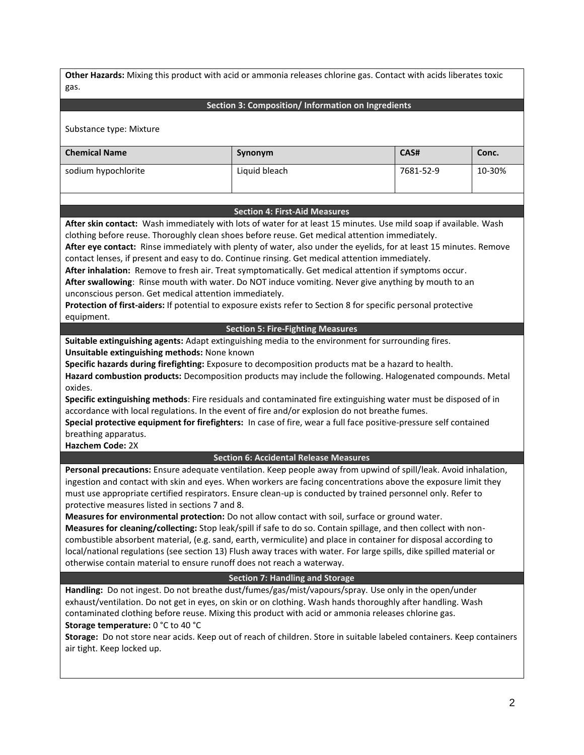**Other Hazards:** Mixing this product with acid or ammonia releases chlorine gas. Contact with acids liberates toxic gas.

## Section 3: Composition/ Information on Ingredients

Substance type: Mixture

| Chemical Name | Synonym | CAS# | Conc. |
|---|---|---|---|
| sodium hypochlorite | Liquid bleach | 7681-52-9 | 10-30% |

## Section 4: First-Aid Measures

**After skin contact:** Wash immediately with lots of water for at least 15 minutes. Use mild soap if available. Wash clothing before reuse. Thoroughly clean shoes before reuse. Get medical attention immediately.
**After eye contact:** Rinse immediately with plenty of water, also under the eyelids, for at least 15 minutes. Remove contact lenses, if present and easy to do. Continue rinsing. Get medical attention immediately.
**After inhalation:** Remove to fresh air. Treat symptomatically. Get medical attention if symptoms occur.
**After swallowing**: Rinse mouth with water. Do NOT induce vomiting. Never give anything by mouth to an unconscious person. Get medical attention immediately.
**Protection of first-aiders:** If potential to exposure exists refer to Section 8 for specific personal protective equipment.

## Section 5: Fire-Fighting Measures

**Suitable extinguishing agents:** Adapt extinguishing media to the environment for surrounding fires.
**Unsuitable extinguishing methods:** None known
**Specific hazards during firefighting:** Exposure to decomposition products mat be a hazard to health.
**Hazard combustion products:** Decomposition products may include the following. Halogenated compounds. Metal oxides.
**Specific extinguishing methods**: Fire residuals and contaminated fire extinguishing water must be disposed of in accordance with local regulations. In the event of fire and/or explosion do not breathe fumes.
**Special protective equipment for firefighters:** In case of fire, wear a full face positive-pressure self contained breathing apparatus.
**Hazchem Code:** 2X

## Section 6: Accidental Release Measures

**Personal precautions:** Ensure adequate ventilation. Keep people away from upwind of spill/leak. Avoid inhalation, ingestion and contact with skin and eyes. When workers are facing concentrations above the exposure limit they must use appropriate certified respirators. Ensure clean-up is conducted by trained personnel only. Refer to protective measures listed in sections 7 and 8.
**Measures for environmental protection:** Do not allow contact with soil, surface or ground water.
**Measures for cleaning/collecting:** Stop leak/spill if safe to do so. Contain spillage, and then collect with non-combustible absorbent material, (e.g. sand, earth, vermiculite) and place in container for disposal according to local/national regulations (see section 13) Flush away traces with water. For large spills, dike spilled material or otherwise contain material to ensure runoff does not reach a waterway.

## Section 7: Handling and Storage

**Handling:** Do not ingest. Do not breathe dust/fumes/gas/mist/vapours/spray. Use only in the open/under exhaust/ventilation. Do not get in eyes, on skin or on clothing. Wash hands thoroughly after handling. Wash contaminated clothing before reuse. Mixing this product with acid or ammonia releases chlorine gas.
**Storage temperature:** 0 °C to 40 °C
**Storage:** Do not store near acids. Keep out of reach of children. Store in suitable labeled containers. Keep containers air tight. Keep locked up.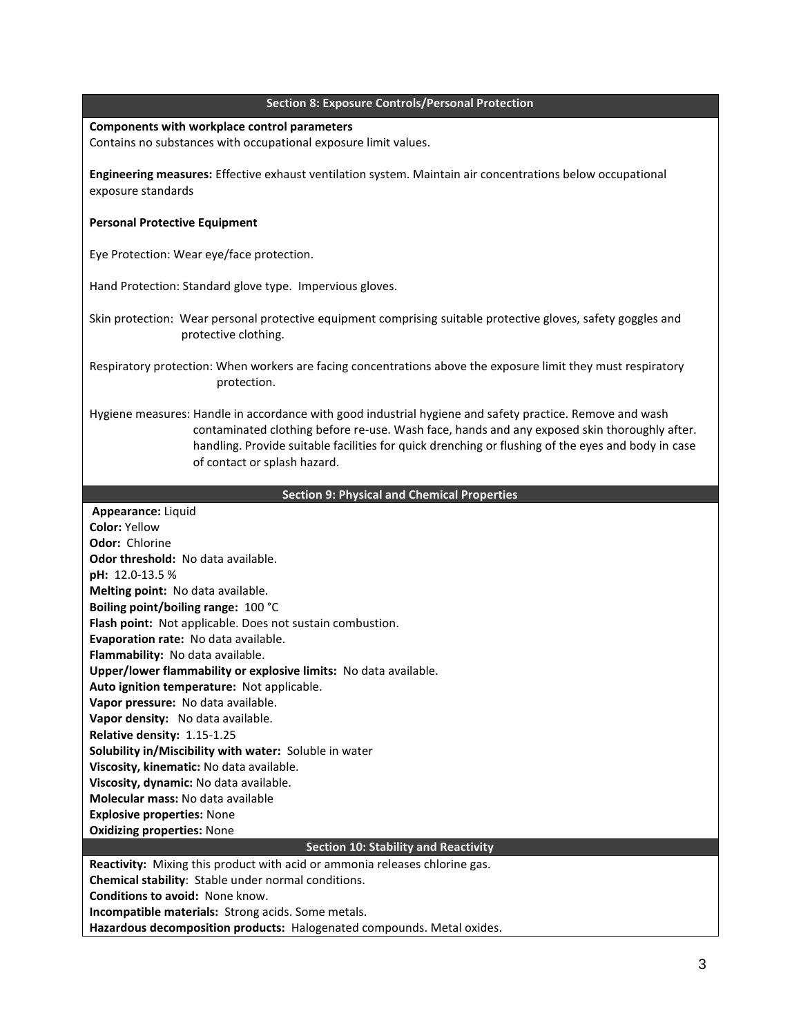## Section 8: Exposure Controls/Personal Protection

**Components with workplace control parameters**
Contains no substances with occupational exposure limit values.

**Engineering measures:** Effective exhaust ventilation system. Maintain air concentrations below occupational exposure standards

**Personal Protective Equipment**

Eye Protection: Wear eye/face protection.

Hand Protection: Standard glove type. Impervious gloves.

Skin protection: Wear personal protective equipment comprising suitable protective gloves, safety goggles and protective clothing.

Respiratory protection: When workers are facing concentrations above the exposure limit they must respiratory protection.

Hygiene measures: Handle in accordance with good industrial hygiene and safety practice. Remove and wash contaminated clothing before re-use. Wash face, hands and any exposed skin thoroughly after. handling. Provide suitable facilities for quick drenching or flushing of the eyes and body in case of contact or splash hazard.

## Section 9: Physical and Chemical Properties

**Appearance:** Liquid
**Color:** Yellow
**Odor:** Chlorine
**Odor threshold:** No data available.
**pH:** 12.0-13.5 %
**Melting point:** No data available.
**Boiling point/boiling range:** 100 °C
**Flash point:** Not applicable. Does not sustain combustion.
**Evaporation rate:** No data available.
**Flammability:** No data available.
**Upper/lower flammability or explosive limits:** No data available.
**Auto ignition temperature:** Not applicable.
**Vapor pressure:** No data available.
**Vapor density:** No data available.
**Relative density:** 1.15-1.25
**Solubility in/Miscibility with water:** Soluble in water
**Viscosity, kinematic:** No data available.
**Viscosity, dynamic:** No data available.
**Molecular mass:** No data available
**Explosive properties:** None
**Oxidizing properties:** None

## Section 10: Stability and Reactivity

**Reactivity:** Mixing this product with acid or ammonia releases chlorine gas.
**Chemical stability**: Stable under normal conditions.
**Conditions to avoid:** None know.
**Incompatible materials:** Strong acids. Some metals.
**Hazardous decomposition products:** Halogenated compounds. Metal oxides.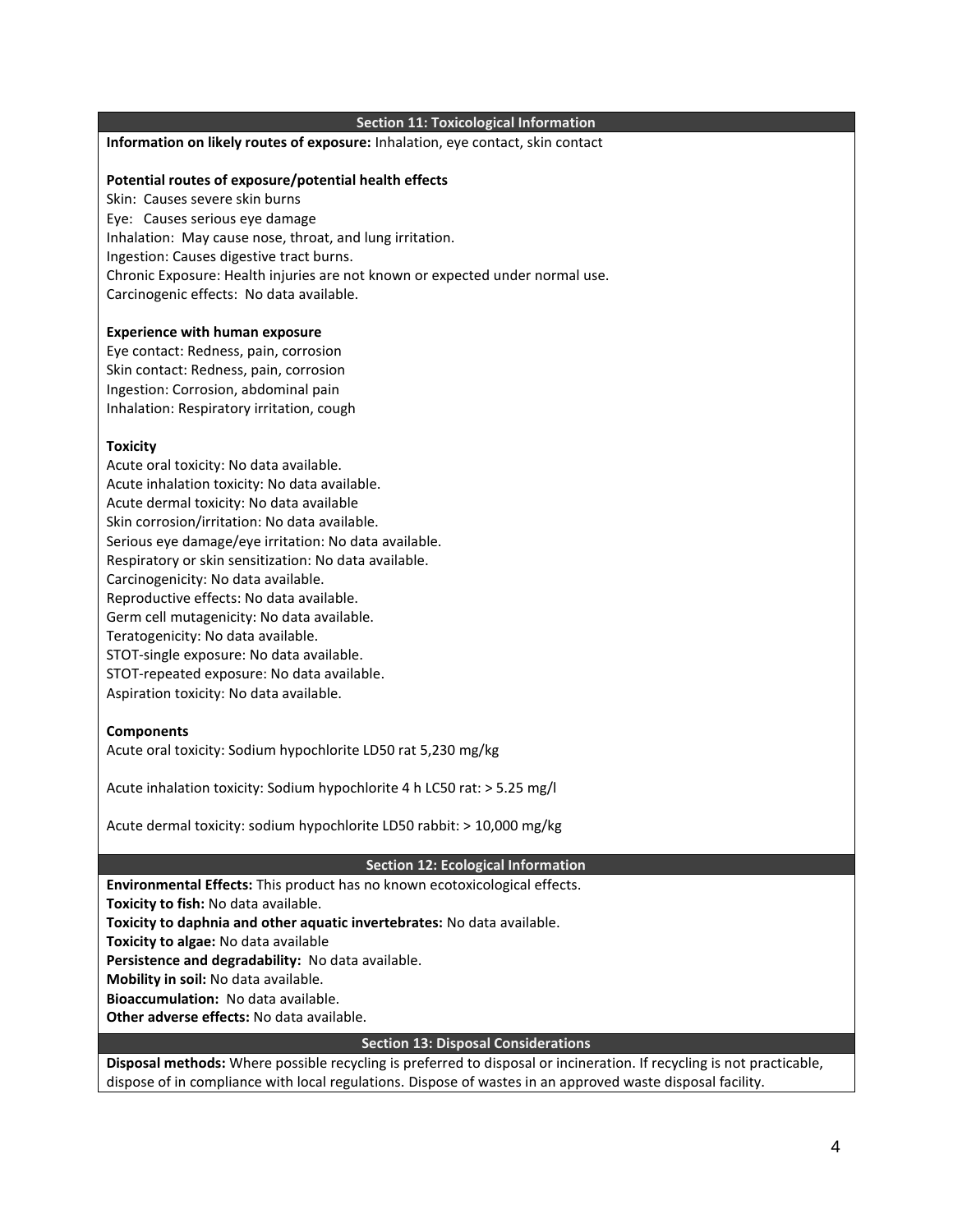## Section 11: Toxicological Information

**Information on likely routes of exposure:** Inhalation, eye contact, skin contact

**Potential routes of exposure/potential health effects**

Skin: Causes severe skin burns
Eye: Causes serious eye damage
Inhalation: May cause nose, throat, and lung irritation.
Ingestion: Causes digestive tract burns.
Chronic Exposure: Health injuries are not known or expected under normal use.
Carcinogenic effects: No data available.

**Experience with human exposure**

Eye contact: Redness, pain, corrosion
Skin contact: Redness, pain, corrosion
Ingestion: Corrosion, abdominal pain
Inhalation: Respiratory irritation, cough

**Toxicity**

Acute oral toxicity: No data available.
Acute inhalation toxicity: No data available.
Acute dermal toxicity: No data available
Skin corrosion/irritation: No data available.
Serious eye damage/eye irritation: No data available.
Respiratory or skin sensitization: No data available.
Carcinogenicity: No data available.
Reproductive effects: No data available.
Germ cell mutagenicity: No data available.
Teratogenicity: No data available.
STOT-single exposure: No data available.
STOT-repeated exposure: No data available.
Aspiration toxicity: No data available.

**Components**

Acute oral toxicity: Sodium hypochlorite LD50 rat 5,230 mg/kg

Acute inhalation toxicity: Sodium hypochlorite 4 h LC50 rat: > 5.25 mg/l

Acute dermal toxicity: sodium hypochlorite LD50 rabbit: > 10,000 mg/kg

## Section 12: Ecological Information

**Environmental Effects:** This product has no known ecotoxicological effects.
**Toxicity to fish:** No data available.
**Toxicity to daphnia and other aquatic invertebrates:** No data available.
**Toxicity to algae:** No data available
**Persistence and degradability:** No data available.
**Mobility in soil:** No data available.
**Bioaccumulation:** No data available.
**Other adverse effects:** No data available.

## Section 13: Disposal Considerations

**Disposal methods:** Where possible recycling is preferred to disposal or incineration. If recycling is not practicable, dispose of in compliance with local regulations. Dispose of wastes in an approved waste disposal facility.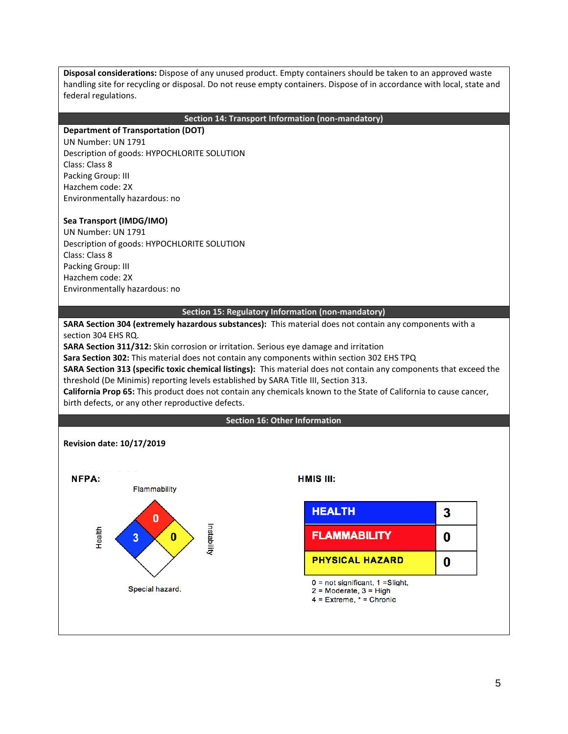**Disposal considerations:** Dispose of any unused product. Empty containers should be taken to an approved waste handling site for recycling or disposal. Do not reuse empty containers. Dispose of in accordance with local, state and federal regulations.

## Section 14: Transport Information (non-mandatory)

**Department of Transportation (DOT)**
UN Number: UN 1791
Description of goods: HYPOCHLORITE SOLUTION
Class: Class 8
Packing Group: III
Hazchem code: 2X
Environmentally hazardous: no

**Sea Transport (IMDG/IMO)**
UN Number: UN 1791
Description of goods: HYPOCHLORITE SOLUTION
Class: Class 8
Packing Group: III
Hazchem code: 2X
Environmentally hazardous: no

## Section 15: Regulatory Information (non-mandatory)

**SARA Section 304 (extremely hazardous substances):** This material does not contain any components with a section 304 EHS RQ.
**SARA Section 311/312:** Skin corrosion or irritation. Serious eye damage and irritation
**Sara Section 302:** This material does not contain any components within section 302 EHS TPQ
**SARA Section 313 (specific toxic chemical listings):** This material does not contain any components that exceed the threshold (De Minimis) reporting levels established by SARA Title III, Section 313.
**California Prop 65:** This product does not contain any chemicals known to the State of California to cause cancer, birth defects, or any other reproductive defects.

## Section 16: Other Information

**Revision date: 10/17/2019**

**NFPA:**

Flammability: 0
Health: 3
Instability: 0
Special hazard.

**HMIS III:**

| | |
|---|---|
| HEALTH | 3 |
| FLAMMABILITY | 0 |
| PHYSICAL HAZARD | 0 |

0 = not significant, 1 = Slight,
2 = Moderate, 3 = High
4 = Extreme, * = Chronic